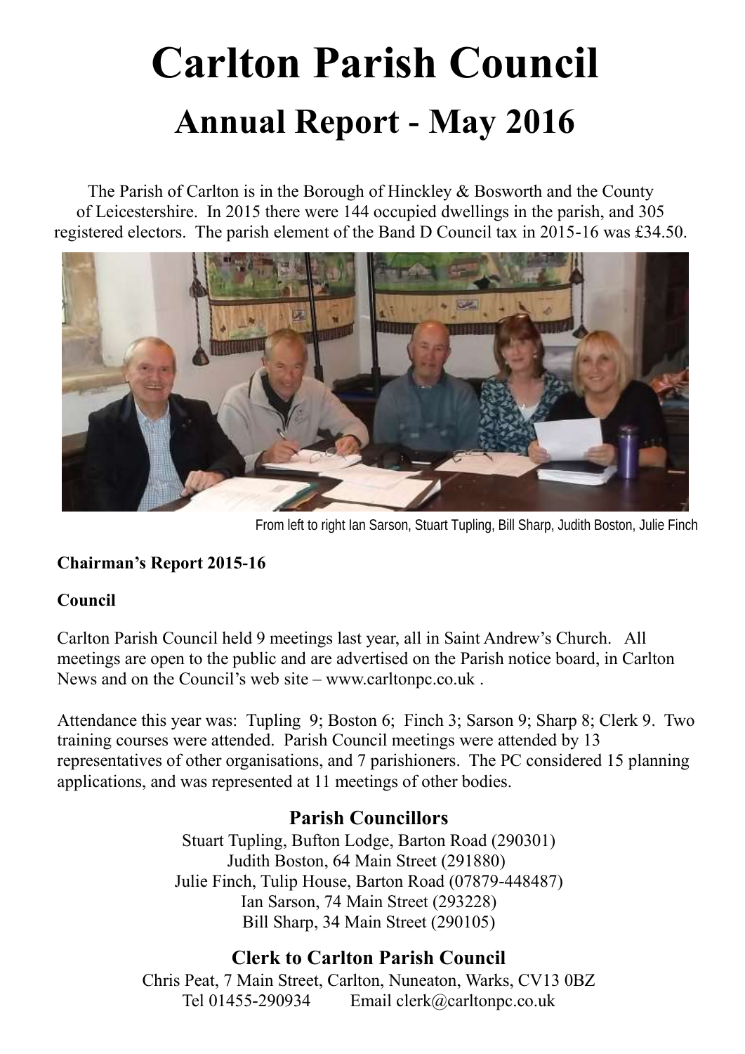# Carlton Parish Council

## Annual Report - May 2016

The Parish of Carlton is in the Borough of Hinckley & Bosworth and the County of Leicestershire. In 2015 there were 144 occupied dwellings in the parish, and 305 registered electors. The parish element of the Band D Council tax in 2015-16 was £34.50.

From left to right Ian Sarson, Stuart Tupling, Bill Sharp, Judith Boston, Julie Finch

**Chairman's Report 2015-16**

**Council**

Carlton Parish Council held 9 meetings last year, all in Saint Andrew's Church. All meetings are open to the public and are advertised on the Parish notice board, in Carlton News and on the Council's web site – www.carltonpc.co.uk .

Attendance this year was: Tupling 9; Boston 6; Finch 3; Sarson 9; Sharp 8; Clerk 9. Two training courses were attended. Parish Council meetings were attended by 13 representatives of other organisations, and 7 parishioners. The PC considered 15 planning applications, and was represented at 11 meetings of other bodies.

### Parish Councillors

Stuart Tupling, Bufton Lodge, Barton Road (290301)
Judith Boston, 64 Main Street (291880)
Julie Finch, Tulip House, Barton Road (07879-448487)
Ian Sarson, 74 Main Street (293228)
Bill Sharp, 34 Main Street (290105)

### Clerk to Carlton Parish Council

Chris Peat, 7 Main Street, Carlton, Nuneaton, Warks, CV13 0BZ
Tel 01455-290934 Email clerk@carltonpc.co.uk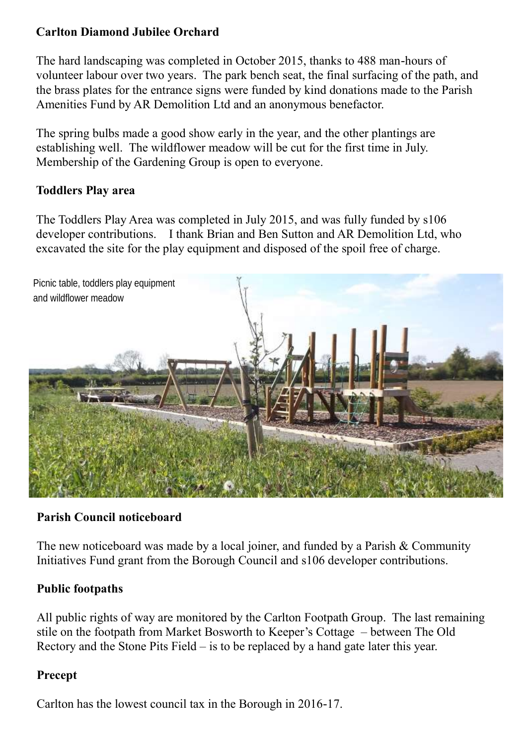**Carlton Diamond Jubilee Orchard**

The hard landscaping was completed in October 2015, thanks to 488 man-hours of volunteer labour over two years. The park bench seat, the final surfacing of the path, and the brass plates for the entrance signs were funded by kind donations made to the Parish Amenities Fund by AR Demolition Ltd and an anonymous benefactor.

The spring bulbs made a good show early in the year, and the other plantings are establishing well. The wildflower meadow will be cut for the first time in July. Membership of the Gardening Group is open to everyone.

**Toddlers Play area**

The Toddlers Play Area was completed in July 2015, and was fully funded by s106 developer contributions. I thank Brian and Ben Sutton and AR Demolition Ltd, who excavated the site for the play equipment and disposed of the spoil free of charge.

Picnic table, toddlers play equipment and wildflower meadow

**Parish Council noticeboard**

The new noticeboard was made by a local joiner, and funded by a Parish & Community Initiatives Fund grant from the Borough Council and s106 developer contributions.

**Public footpaths**

All public rights of way are monitored by the Carlton Footpath Group. The last remaining stile on the footpath from Market Bosworth to Keeper's Cottage – between The Old Rectory and the Stone Pits Field – is to be replaced by a hand gate later this year.

**Precept**

Carlton has the lowest council tax in the Borough in 2016-17.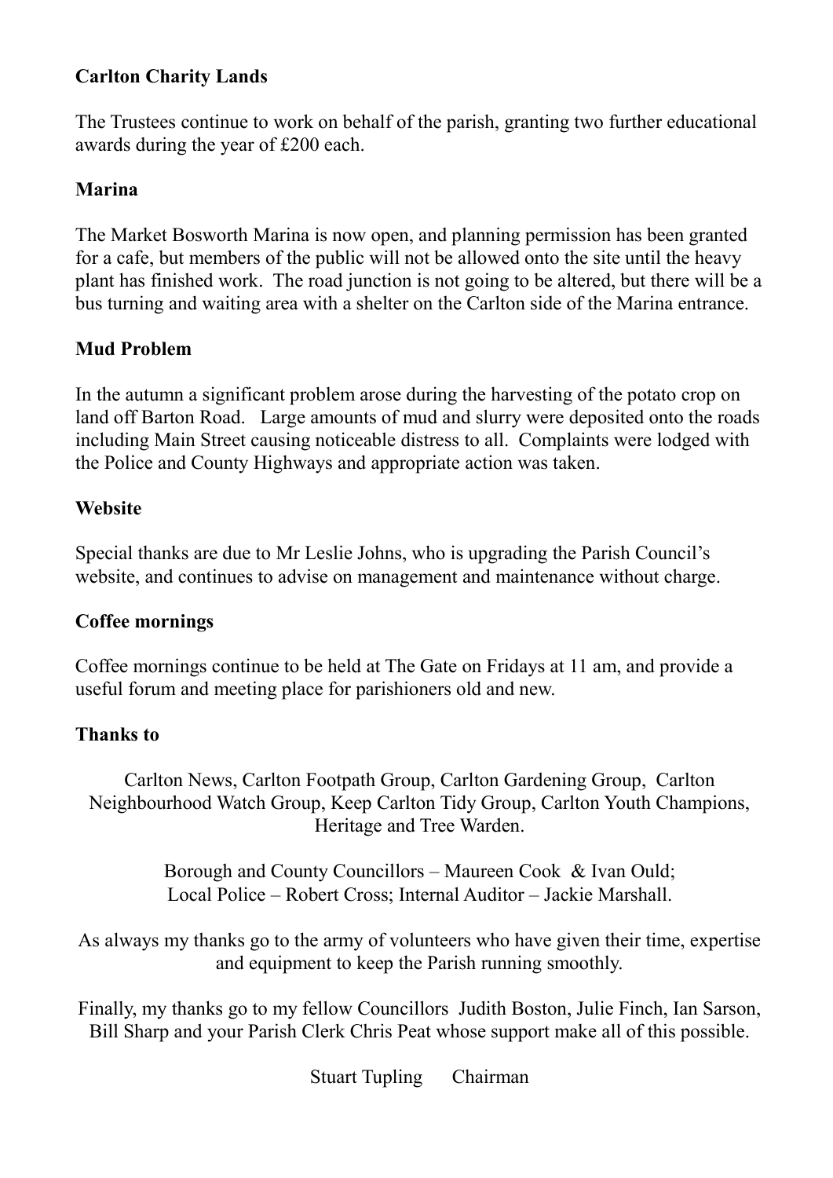**Carlton Charity Lands**

The Trustees continue to work on behalf of the parish, granting two further educational awards during the year of £200 each.

**Marina**

The Market Bosworth Marina is now open, and planning permission has been granted for a cafe, but members of the public will not be allowed onto the site until the heavy plant has finished work. The road junction is not going to be altered, but there will be a bus turning and waiting area with a shelter on the Carlton side of the Marina entrance.

**Mud Problem**

In the autumn a significant problem arose during the harvesting of the potato crop on land off Barton Road. Large amounts of mud and slurry were deposited onto the roads including Main Street causing noticeable distress to all. Complaints were lodged with the Police and County Highways and appropriate action was taken.

**Website**

Special thanks are due to Mr Leslie Johns, who is upgrading the Parish Council's website, and continues to advise on management and maintenance without charge.

**Coffee mornings**

Coffee mornings continue to be held at The Gate on Fridays at 11 am, and provide a useful forum and meeting place for parishioners old and new.

**Thanks to**

Carlton News, Carlton Footpath Group, Carlton Gardening Group, Carlton Neighbourhood Watch Group, Keep Carlton Tidy Group, Carlton Youth Champions, Heritage and Tree Warden.

Borough and County Councillors – Maureen Cook & Ivan Ould;
Local Police – Robert Cross; Internal Auditor – Jackie Marshall.

As always my thanks go to the army of volunteers who have given their time, expertise and equipment to keep the Parish running smoothly.

Finally, my thanks go to my fellow Councillors Judith Boston, Julie Finch, Ian Sarson, Bill Sharp and your Parish Clerk Chris Peat whose support make all of this possible.

Stuart Tupling Chairman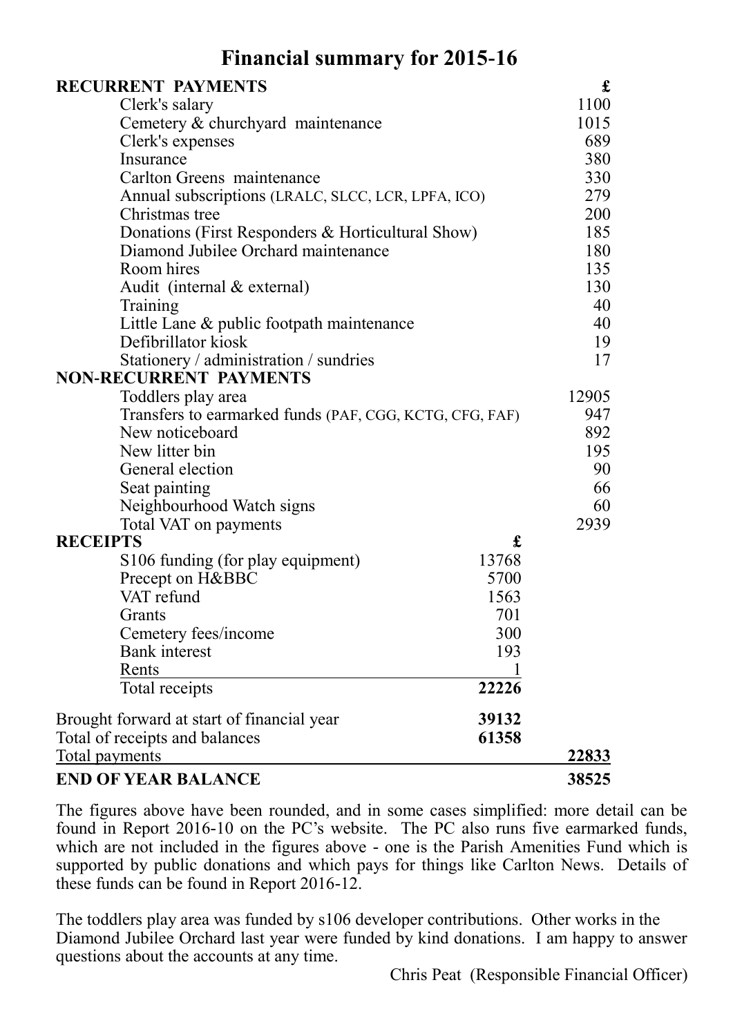# Financial summary for 2015-16

| | | |
|---|---|---|
| **RECURRENT PAYMENTS** | | **£** |
| Clerk's salary | | 1100 |
| Cemetery & churchyard maintenance | | 1015 |
| Clerk's expenses | | 689 |
| Insurance | | 380 |
| Carlton Greens maintenance | | 330 |
| Annual subscriptions (LRALC, SLCC, LCR, LPFA, ICO) | | 279 |
| Christmas tree | | 200 |
| Donations (First Responders & Horticultural Show) | | 185 |
| Diamond Jubilee Orchard maintenance | | 180 |
| Room hires | | 135 |
| Audit (internal & external) | | 130 |
| Training | | 40 |
| Little Lane & public footpath maintenance | | 40 |
| Defibrillator kiosk | | 19 |
| Stationery / administration / sundries | | 17 |
| **NON-RECURRENT PAYMENTS** | | |
| Toddlers play area | | 12905 |
| Transfers to earmarked funds (PAF, CGG, KCTG, CFG, FAF) | | 947 |
| New noticeboard | | 892 |
| New litter bin | | 195 |
| General election | | 90 |
| Seat painting | | 66 |
| Neighbourhood Watch signs | | 60 |
| Total VAT on payments | | 2939 |
| **RECEIPTS** | **£** | |
| S106 funding (for play equipment) | 13768 | |
| Precept on H&BBC | 5700 | |
| VAT refund | 1563 | |
| Grants | 701 | |
| Cemetery fees/income | 300 | |
| Bank interest | 193 | |
| Rents | 1 | |
| Total receipts | **22226** | |
| Brought forward at start of financial year | **39132** | |
| Total of receipts and balances | **61358** | |
| Total payments | | **22833** |
| **END OF YEAR BALANCE** | | **38525** |

The figures above have been rounded, and in some cases simplified: more detail can be found in Report 2016-10 on the PC's website. The PC also runs five earmarked funds, which are not included in the figures above - one is the Parish Amenities Fund which is supported by public donations and which pays for things like Carlton News. Details of these funds can be found in Report 2016-12.

The toddlers play area was funded by s106 developer contributions. Other works in the Diamond Jubilee Orchard last year were funded by kind donations. I am happy to answer questions about the accounts at any time.

Chris Peat (Responsible Financial Officer)